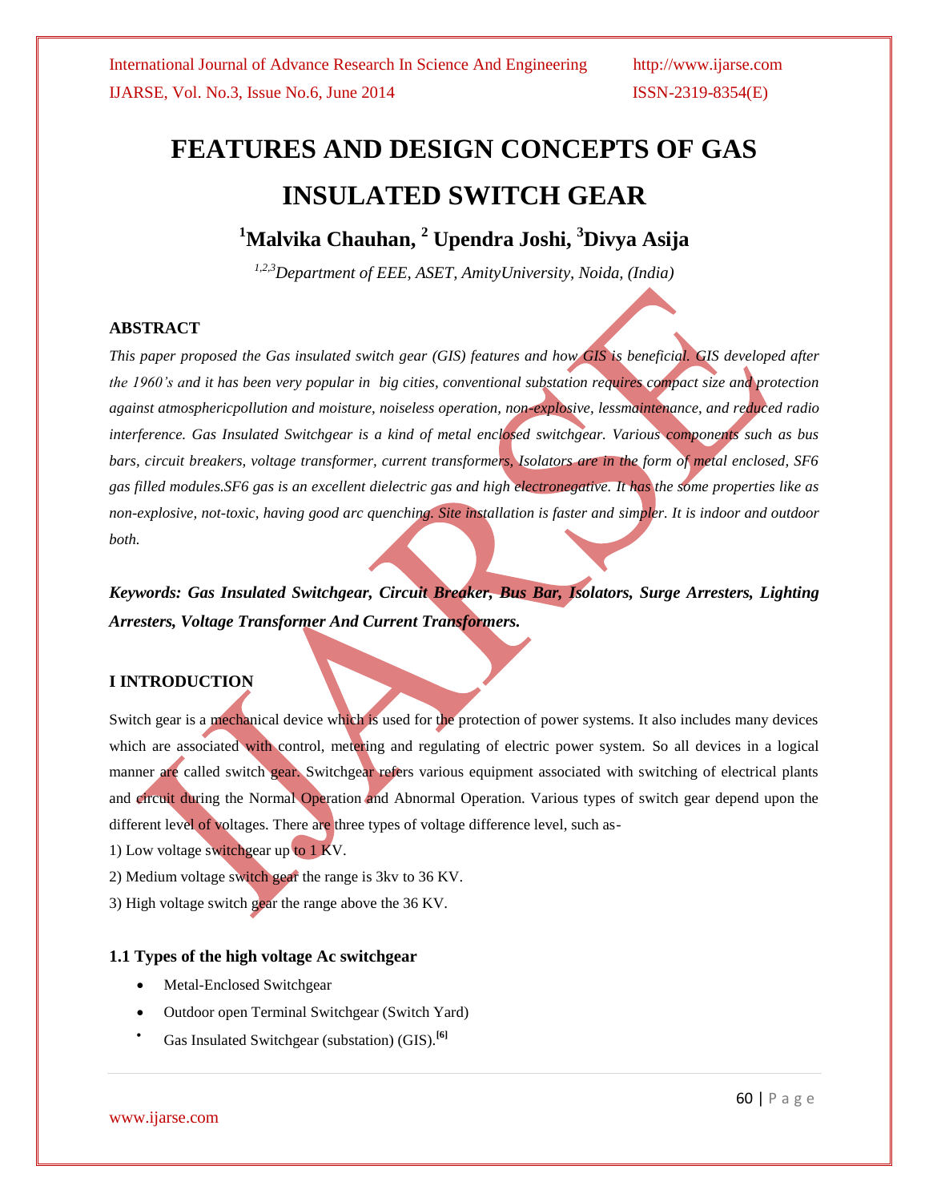# FEATURES AND DESIGN CONCEPTS OF GAS INSULATED SWITCH GEAR

**[1]Malvika Chauhan, [2] Upendra Joshi, [3]Divya Asija**

*[1,2,3]Department of EEE, ASET, AmityUniversity, Noida, (India)*

## ABSTRACT

*This paper proposed the Gas insulated switch gear (GIS) features and how GIS is beneficial. GIS developed after the 1960's and it has been very popular in big cities, conventional substation requires compact size and protection against atmosphericpollution and moisture, noiseless operation, non-explosive, lessmaintenance, and reduced radio interference. Gas Insulated Switchgear is a kind of metal enclosed switchgear. Various components such as bus bars, circuit breakers, voltage transformer, current transformers, Isolators are in the form of metal enclosed, SF6 gas filled modules.SF6 gas is an excellent dielectric gas and high electronegative. It has the some properties like as non-explosive, not-toxic, having good arc quenching. Site installation is faster and simpler. It is indoor and outdoor both.*

***Keywords: Gas Insulated Switchgear, Circuit Breaker, Bus Bar, Isolators, Surge Arresters, Lighting Arresters, Voltage Transformer And Current Transformers.***

## I INTRODUCTION

Switch gear is a mechanical device which is used for the protection of power systems. It also includes many devices which are associated with control, metering and regulating of electric power system. So all devices in a logical manner are called switch gear. Switchgear refers various equipment associated with switching of electrical plants and circuit during the Normal Operation and Abnormal Operation. Various types of switch gear depend upon the different level of voltages. There are three types of voltage difference level, such as-

1) Low voltage switchgear up to 1 KV.

2) Medium voltage switch gear the range is 3kv to 36 KV.

3) High voltage switch gear the range above the 36 KV.

### 1.1 Types of the high voltage Ac switchgear

- Metal-Enclosed Switchgear
- Outdoor open Terminal Switchgear (Switch Yard)
- Gas Insulated Switchgear (substation) (GIS).[6]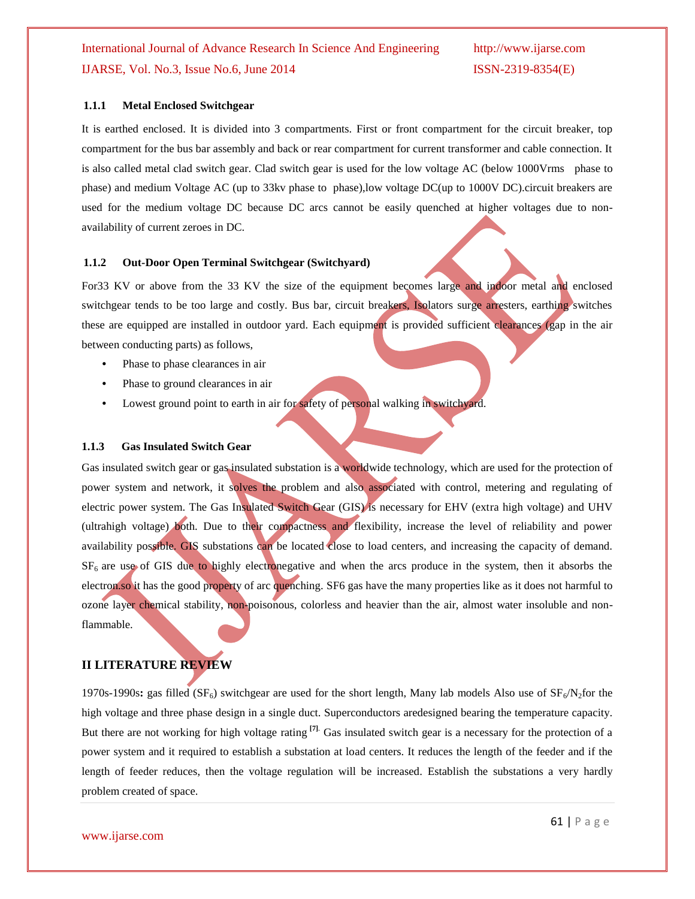### 1.1.1 Metal Enclosed Switchgear

It is earthed enclosed. It is divided into 3 compartments. First or front compartment for the circuit breaker, top compartment for the bus bar assembly and back or rear compartment for current transformer and cable connection. It is also called metal clad switch gear. Clad switch gear is used for the low voltage AC (below 1000Vrms phase to phase) and medium Voltage AC (up to 33kv phase to phase),low voltage DC(up to 1000V DC).circuit breakers are used for the medium voltage DC because DC arcs cannot be easily quenched at higher voltages due to non-availability of current zeroes in DC.

### 1.1.2 Out-Door Open Terminal Switchgear (Switchyard)

For33 KV or above from the 33 KV the size of the equipment becomes large and indoor metal and enclosed switchgear tends to be too large and costly. Bus bar, circuit breakers, Isolators surge arresters, earthing switches these are equipped are installed in outdoor yard. Each equipment is provided sufficient clearances (gap in the air between conducting parts) as follows,

- Phase to phase clearances in air
- Phase to ground clearances in air
- Lowest ground point to earth in air for safety of personal walking in switchyard.

### 1.1.3 Gas Insulated Switch Gear

Gas insulated switch gear or gas insulated substation is a worldwide technology, which are used for the protection of power system and network, it solves the problem and also associated with control, metering and regulating of electric power system. The Gas Insulated Switch Gear (GIS) is necessary for EHV (extra high voltage) and UHV (ultrahigh voltage) both. Due to their compactness and flexibility, increase the level of reliability and power availability possible. GIS substations can be located close to load centers, and increasing the capacity of demand. $SF_6$ are use of GIS due to highly electronegative and when the arcs produce in the system, then it absorbs the electron.so it has the good property of arc quenching. SF6 gas have the many properties like as it does not harmful to ozone layer chemical stability, non-poisonous, colorless and heavier than the air, almost water insoluble and non-flammable.

## II LITERATURE REVIEW

1970s-1990s**:** gas filled ($SF_6$) switchgear are used for the short length, Many lab models Also use of $SF_6/N_2$for the high voltage and three phase design in a single duct. Superconductors aredesigned bearing the temperature capacity. But there are not working for high voltage rating [7]. Gas insulated switch gear is a necessary for the protection of a power system and it required to establish a substation at load centers. It reduces the length of the feeder and if the length of feeder reduces, then the voltage regulation will be increased. Establish the substations a very hardly problem created of space.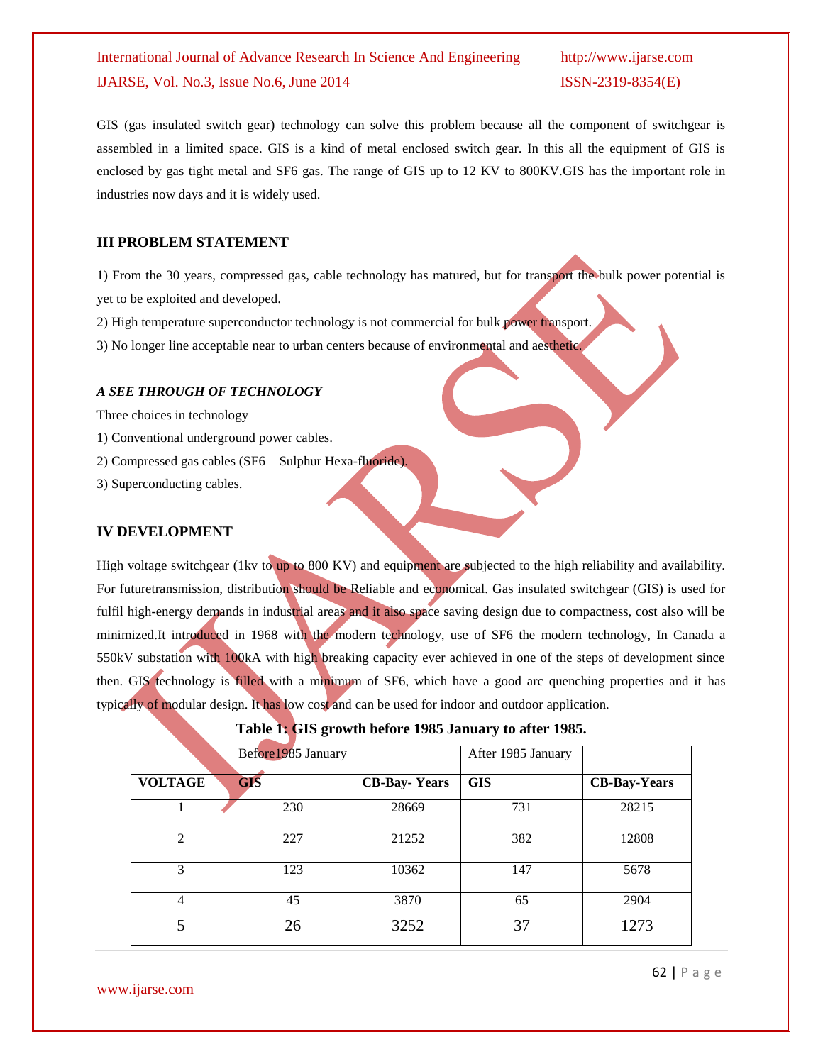GIS (gas insulated switch gear) technology can solve this problem because all the component of switchgear is assembled in a limited space. GIS is a kind of metal enclosed switch gear. In this all the equipment of GIS is enclosed by gas tight metal and SF6 gas. The range of GIS up to 12 KV to 800KV.GIS has the important role in industries now days and it is widely used.

## III PROBLEM STATEMENT

1) From the 30 years, compressed gas, cable technology has matured, but for transport the bulk power potential is yet to be exploited and developed.

2) High temperature superconductor technology is not commercial for bulk power transport.

3) No longer line acceptable near to urban centers because of environmental and aesthetic.

### *A SEE THROUGH OF TECHNOLOGY*

Three choices in technology

1) Conventional underground power cables.

2) Compressed gas cables (SF6 – Sulphur Hexa-fluoride).

3) Superconducting cables.

## IV DEVELOPMENT

High voltage switchgear (1kv to up to 800 KV) and equipment are subjected to the high reliability and availability. For futuretransmission, distribution should be Reliable and economical. Gas insulated switchgear (GIS) is used for fulfil high-energy demands in industrial areas and it also space saving design due to compactness, cost also will be minimized.It introduced in 1968 with the modern technology, use of SF6 the modern technology, In Canada a 550kV substation with 100kA with high breaking capacity ever achieved in one of the steps of development since then. GIS technology is filled with a minimum of SF6, which have a good arc quenching properties and it has typically of modular design. It has low cost and can be used for indoor and outdoor application.

**Table 1: GIS growth before 1985 January to after 1985.**

| | Before1985 January | | After 1985 January | |
|---|---|---|---|---|
| **VOLTAGE** | **GIS** | **CB-Bay- Years** | **GIS** | **CB-Bay-Years** |
| 1 | 230 | 28669 | 731 | 28215 |
| 2 | 227 | 21252 | 382 | 12808 |
| 3 | 123 | 10362 | 147 | 5678 |
| 4 | 45 | 3870 | 65 | 2904 |
| 5 | 26 | 3252 | 37 | 1273 |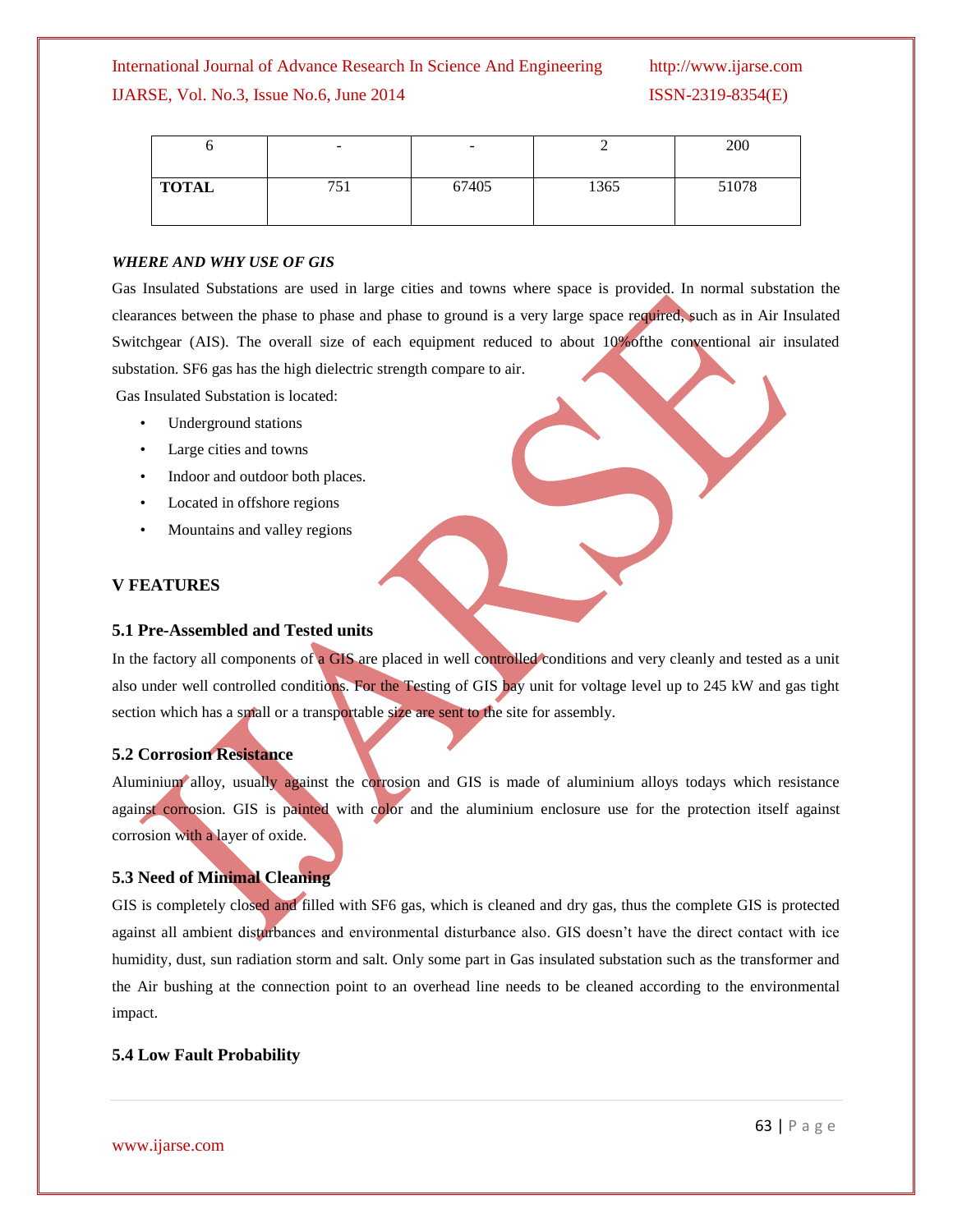| 6 | - | - | 2 | 200 |
|---|---|---|---|---|
| **TOTAL** | 751 | 67405 | 1365 | 51078 |

***WHERE AND WHY USE OF GIS***

Gas Insulated Substations are used in large cities and towns where space is provided. In normal substation the clearances between the phase to phase and phase to ground is a very large space required, such as in Air Insulated Switchgear (AIS). The overall size of each equipment reduced to about 10%ofthe conventional air insulated substation. SF6 gas has the high dielectric strength compare to air.

Gas Insulated Substation is located:

- Underground stations
- Large cities and towns
- Indoor and outdoor both places.
- Located in offshore regions
- Mountains and valley regions

## V FEATURES

### 5.1 Pre-Assembled and Tested units

In the factory all components of a GIS are placed in well controlled conditions and very cleanly and tested as a unit also under well controlled conditions. For the Testing of GIS bay unit for voltage level up to 245 kW and gas tight section which has a small or a transportable size are sent to the site for assembly.

### 5.2 Corrosion Resistance

Aluminium alloy, usually against the corrosion and GIS is made of aluminium alloys todays which resistance against corrosion. GIS is painted with color and the aluminium enclosure use for the protection itself against corrosion with a layer of oxide.

### 5.3 Need of Minimal Cleaning

GIS is completely closed and filled with SF6 gas, which is cleaned and dry gas, thus the complete GIS is protected against all ambient disturbances and environmental disturbance also. GIS doesn't have the direct contact with ice humidity, dust, sun radiation storm and salt. Only some part in Gas insulated substation such as the transformer and the Air bushing at the connection point to an overhead line needs to be cleaned according to the environmental impact.

### 5.4 Low Fault Probability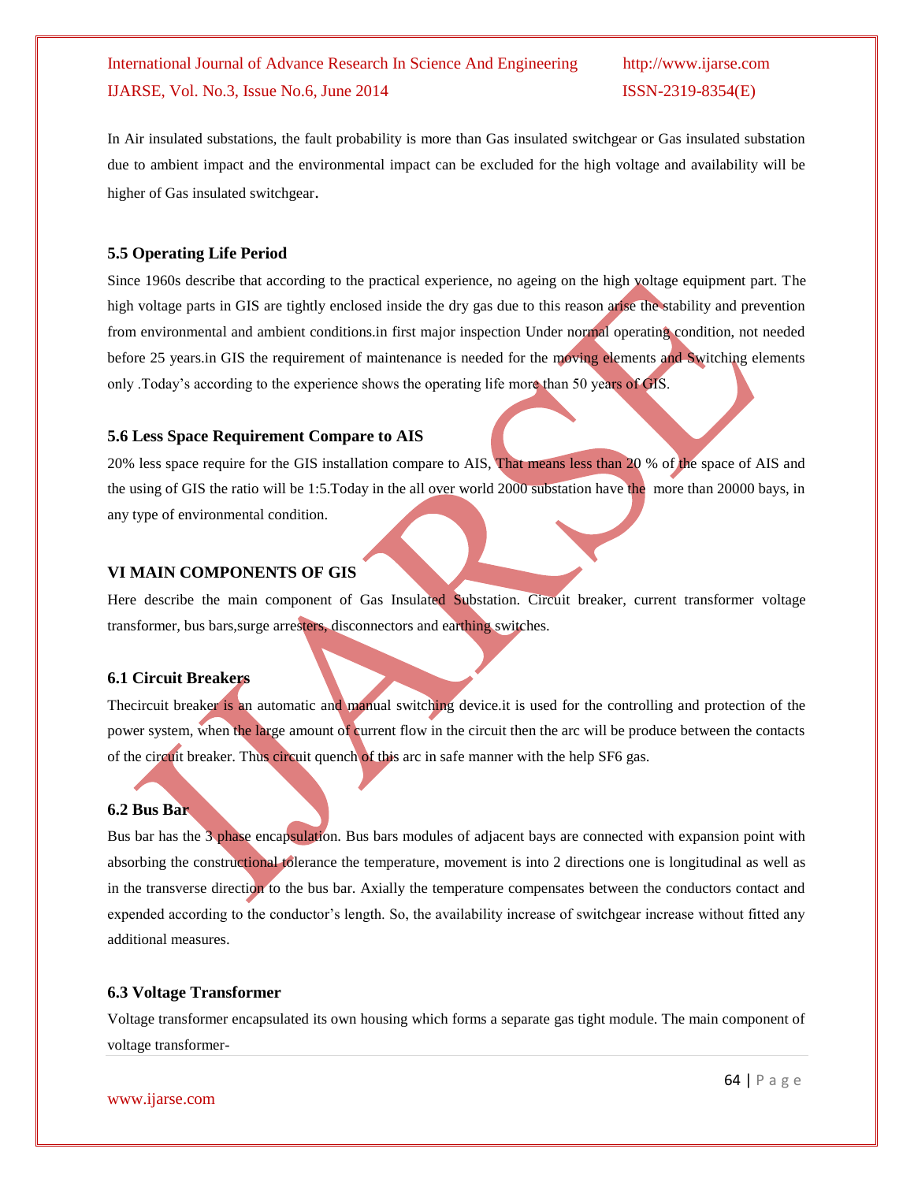In Air insulated substations, the fault probability is more than Gas insulated switchgear or Gas insulated substation due to ambient impact and the environmental impact can be excluded for the high voltage and availability will be higher of Gas insulated switchgear.

### 5.5 Operating Life Period

Since 1960s describe that according to the practical experience, no ageing on the high voltage equipment part. The high voltage parts in GIS are tightly enclosed inside the dry gas due to this reason arise the stability and prevention from environmental and ambient conditions.in first major inspection Under normal operating condition, not needed before 25 years.in GIS the requirement of maintenance is needed for the moving elements and Switching elements only .Today's according to the experience shows the operating life more than 50 years of GIS.

### 5.6 Less Space Requirement Compare to AIS

20% less space require for the GIS installation compare to AIS, That means less than 20 % of the space of AIS and the using of GIS the ratio will be 1:5.Today in the all over world 2000 substation have the more than 20000 bays, in any type of environmental condition.

## VI MAIN COMPONENTS OF GIS

Here describe the main component of Gas Insulated Substation. Circuit breaker, current transformer voltage transformer, bus bars,surge arresters, disconnectors and earthing switches.

### 6.1 Circuit Breakers

Thecircuit breaker is an automatic and manual switching device.it is used for the controlling and protection of the power system, when the large amount of current flow in the circuit then the arc will be produce between the contacts of the circuit breaker. Thus circuit quench of this arc in safe manner with the help SF6 gas.

### 6.2 Bus Bar

Bus bar has the 3 phase encapsulation. Bus bars modules of adjacent bays are connected with expansion point with absorbing the constructional tolerance the temperature, movement is into 2 directions one is longitudinal as well as in the transverse direction to the bus bar. Axially the temperature compensates between the conductors contact and expended according to the conductor's length. So, the availability increase of switchgear increase without fitted any additional measures.

### 6.3 Voltage Transformer

Voltage transformer encapsulated its own housing which forms a separate gas tight module. The main component of voltage transformer-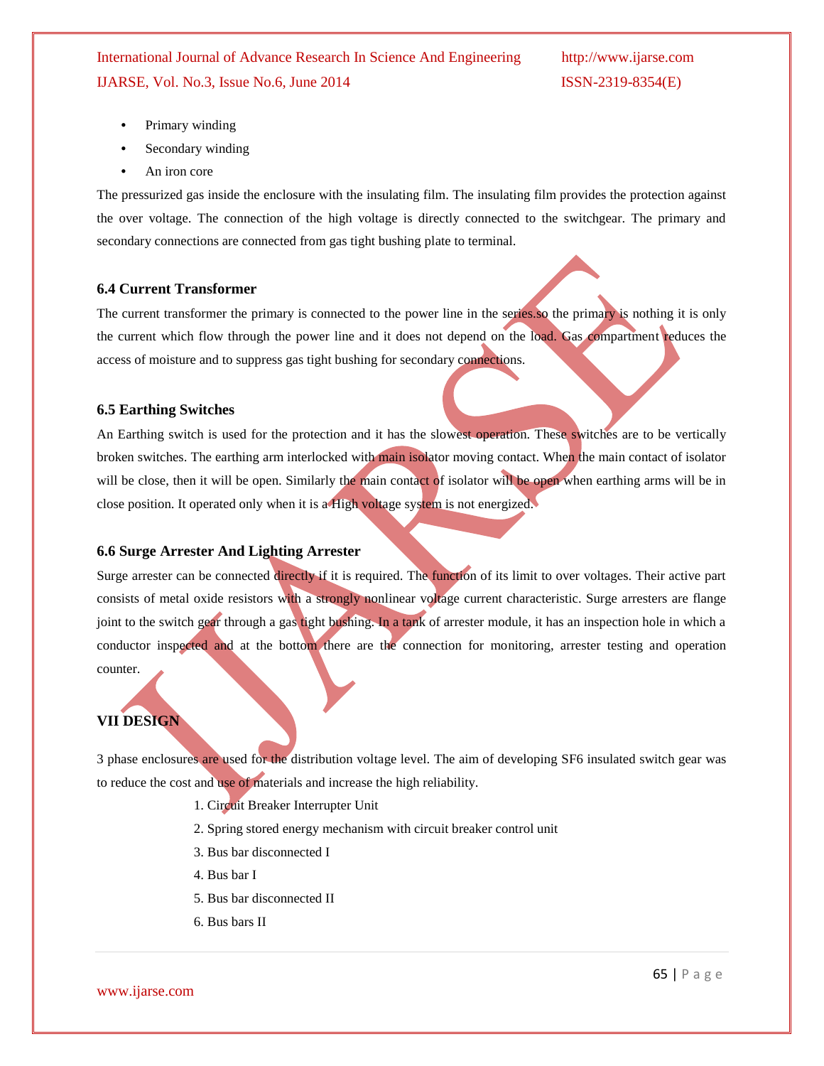- Primary winding
- Secondary winding
- An iron core

The pressurized gas inside the enclosure with the insulating film. The insulating film provides the protection against the over voltage. The connection of the high voltage is directly connected to the switchgear. The primary and secondary connections are connected from gas tight bushing plate to terminal.

### 6.4 Current Transformer

The current transformer the primary is connected to the power line in the series.so the primary is nothing it is only the current which flow through the power line and it does not depend on the load. Gas compartment reduces the access of moisture and to suppress gas tight bushing for secondary connections.

### 6.5 Earthing Switches

An Earthing switch is used for the protection and it has the slowest operation. These switches are to be vertically broken switches. The earthing arm interlocked with main isolator moving contact. When the main contact of isolator will be close, then it will be open. Similarly the main contact of isolator will be open when earthing arms will be in close position. It operated only when it is a High voltage system is not energized.

### 6.6 Surge Arrester And Lighting Arrester

Surge arrester can be connected directly if it is required. The function of its limit to over voltages. Their active part consists of metal oxide resistors with a strongly nonlinear voltage current characteristic. Surge arresters are flange joint to the switch gear through a gas tight bushing. In a tank of arrester module, it has an inspection hole in which a conductor inspected and at the bottom there are the connection for monitoring, arrester testing and operation counter.

## VII DESIGN

3 phase enclosures are used for the distribution voltage level. The aim of developing SF6 insulated switch gear was to reduce the cost and use of materials and increase the high reliability.

1. Circuit Breaker Interrupter Unit
2. Spring stored energy mechanism with circuit breaker control unit
3. Bus bar disconnected I
4. Bus bar I
5. Bus bar disconnected II
6. Bus bars II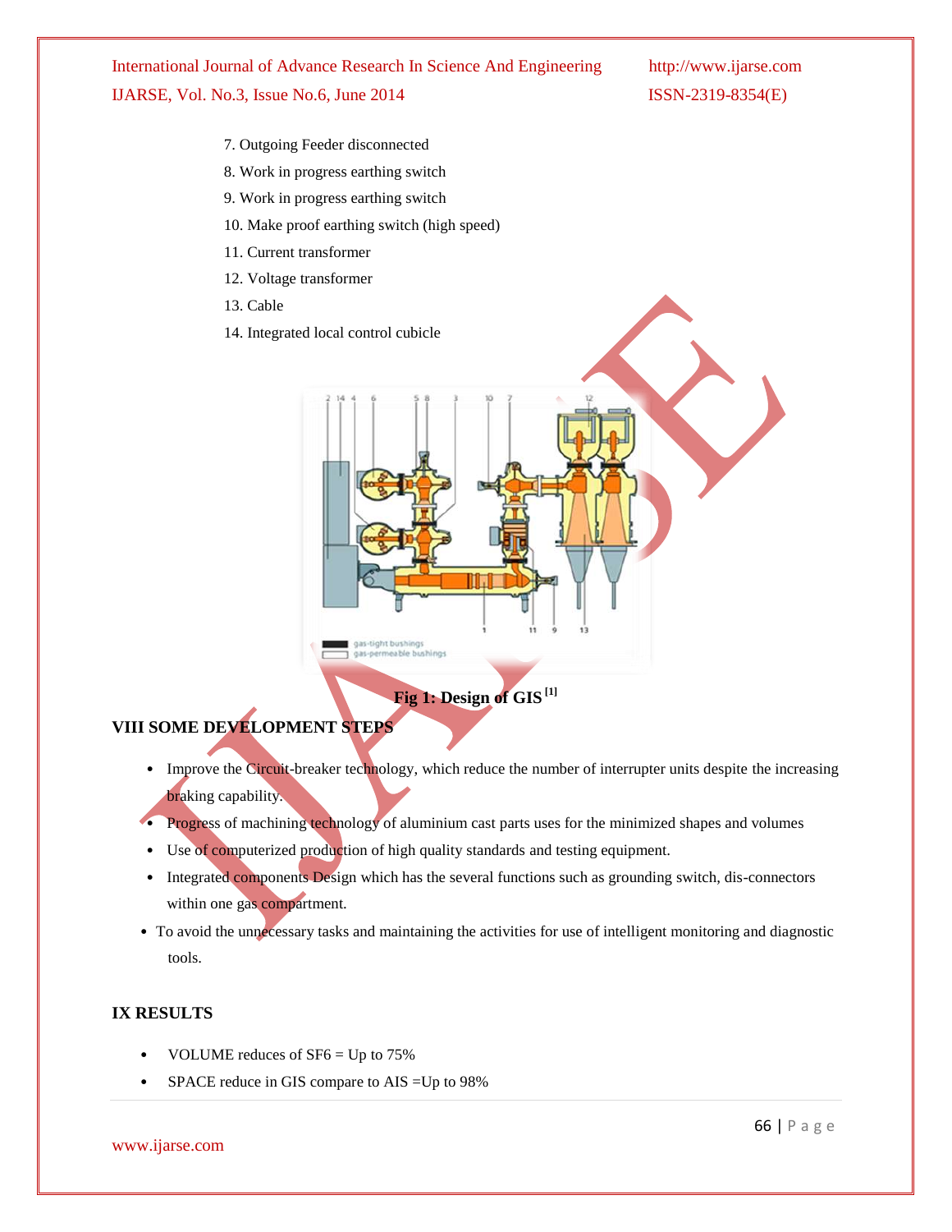7. Outgoing Feeder disconnected
8. Work in progress earthing switch
9. Work in progress earthing switch
10. Make proof earthing switch (high speed)
11. Current transformer
12. Voltage transformer
13. Cable
14. Integrated local control cubicle

**Fig 1: Design of GIS [1]**

## VIII SOME DEVELOPMENT STEPS

- Improve the Circuit-breaker technology, which reduce the number of interrupter units despite the increasing braking capability.
- Progress of machining technology of aluminium cast parts uses for the minimized shapes and volumes
- Use of computerized production of high quality standards and testing equipment.
- Integrated components Design which has the several functions such as grounding switch, dis-connectors within one gas compartment.
- To avoid the unnecessary tasks and maintaining the activities for use of intelligent monitoring and diagnostic tools.

## IX RESULTS

- VOLUME reduces of $SF_6$ = Up to 75%
- SPACE reduce in GIS compare to AIS =Up to 98%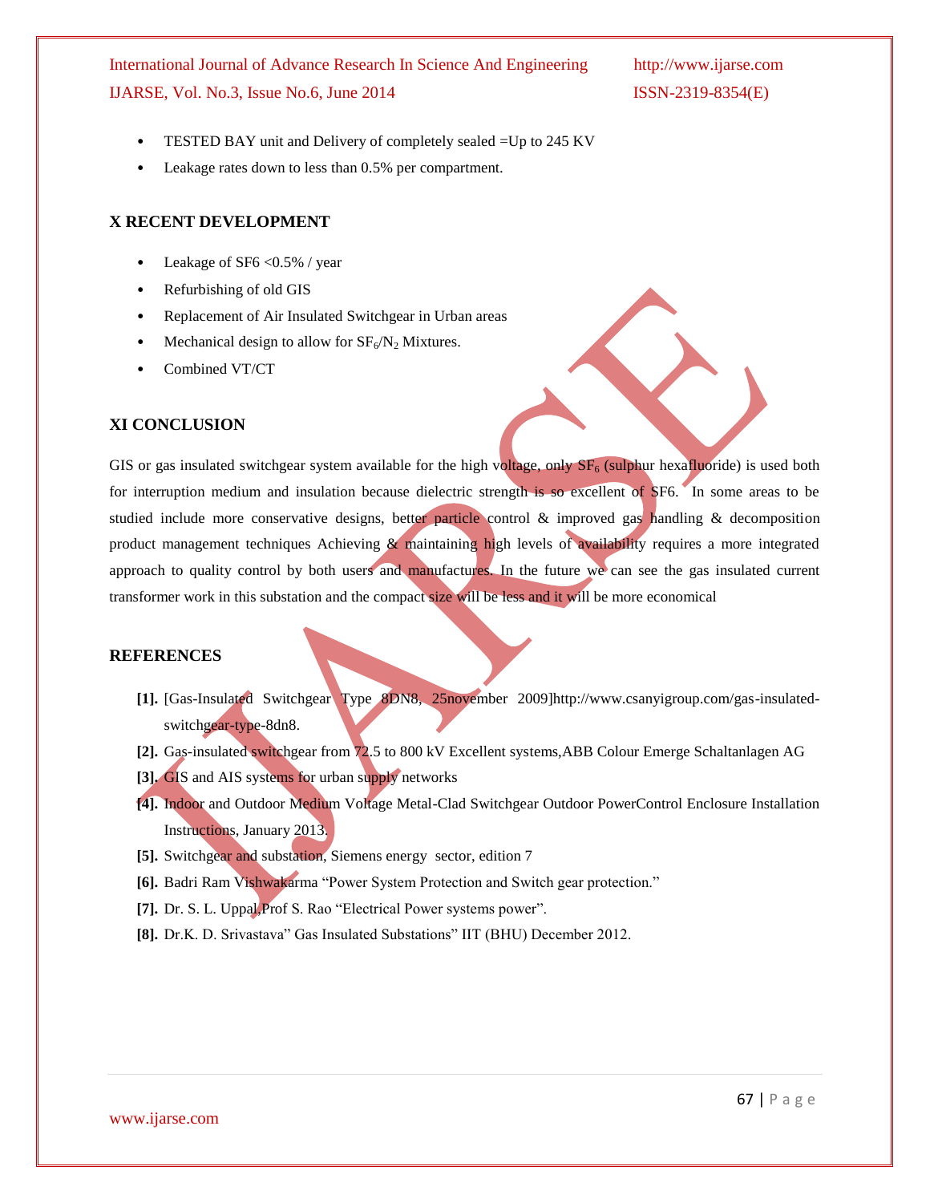- TESTED BAY unit and Delivery of completely sealed =Up to 245 KV
- Leakage rates down to less than 0.5% per compartment.

## X RECENT DEVELOPMENT

- Leakage of SF6 <0.5% / year
- Refurbishing of old GIS
- Replacement of Air Insulated Switchgear in Urban areas
- Mechanical design to allow for $SF_6/N_2$ Mixtures.
- Combined VT/CT

## XI CONCLUSION

GIS or gas insulated switchgear system available for the high voltage, only $SF_6$ (sulphur hexafluoride) is used both for interruption medium and insulation because dielectric strength is so excellent of SF6. In some areas to be studied include more conservative designs, better particle control & improved gas handling & decomposition product management techniques Achieving & maintaining high levels of availability requires a more integrated approach to quality control by both users and manufactures. In the future we can see the gas insulated current transformer work in this substation and the compact size will be less and it will be more economical

## REFERENCES

**[1].** [Gas-Insulated Switchgear Type 8DN8, 25november 2009]http://www.csanyigroup.com/gas-insulated-switchgear-type-8dn8.

**[2].** Gas-insulated switchgear from 72.5 to 800 kV Excellent systems,ABB Colour Emerge Schaltanlagen AG

**[3].** GIS and AIS systems for urban supply networks

**[4].** Indoor and Outdoor Medium Voltage Metal-Clad Switchgear Outdoor PowerControl Enclosure Installation Instructions, January 2013.

**[5].** Switchgear and substation, Siemens energy sector, edition 7

**[6].** Badri Ram Vishwakarma "Power System Protection and Switch gear protection."

**[7].** Dr. S. L. Uppal,Prof S. Rao "Electrical Power systems power".

**[8].** Dr.K. D. Srivastava" Gas Insulated Substations" IIT (BHU) December 2012.